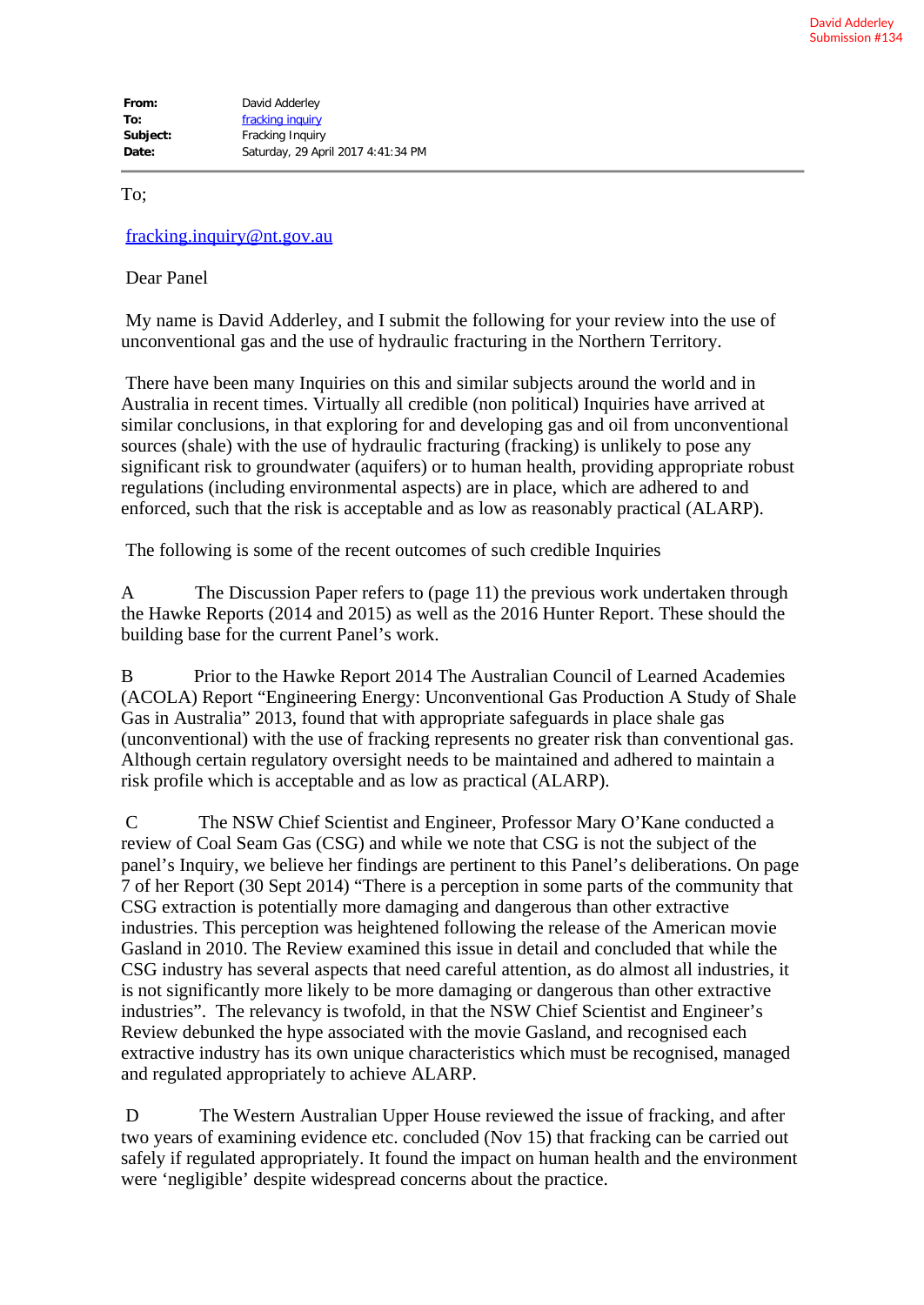David Adderley
Submission #134

**From:** David Adderley
**To:** fracking inquiry
**Subject:** Fracking Inquiry
**Date:** Saturday, 29 April 2017 4:41:34 PM

---

To;

fracking.inquiry@nt.gov.au

Dear Panel

My name is David Adderley, and I submit the following for your review into the use of unconventional gas and the use of hydraulic fracturing in the Northern Territory.

There have been many Inquiries on this and similar subjects around the world and in Australia in recent times. Virtually all credible (non political) Inquiries have arrived at similar conclusions, in that exploring for and developing gas and oil from unconventional sources (shale) with the use of hydraulic fracturing (fracking) is unlikely to pose any significant risk to groundwater (aquifers) or to human health, providing appropriate robust regulations (including environmental aspects) are in place, which are adhered to and enforced, such that the risk is acceptable and as low as reasonably practical (ALARP).

The following is some of the recent outcomes of such credible Inquiries

A The Discussion Paper refers to (page 11) the previous work undertaken through the Hawke Reports (2014 and 2015) as well as the 2016 Hunter Report. These should the building base for the current Panel's work.

B Prior to the Hawke Report 2014 The Australian Council of Learned Academies (ACOLA) Report "Engineering Energy: Unconventional Gas Production A Study of Shale Gas in Australia" 2013, found that with appropriate safeguards in place shale gas (unconventional) with the use of fracking represents no greater risk than conventional gas. Although certain regulatory oversight needs to be maintained and adhered to maintain a risk profile which is acceptable and as low as practical (ALARP).

C The NSW Chief Scientist and Engineer, Professor Mary O'Kane conducted a review of Coal Seam Gas (CSG) and while we note that CSG is not the subject of the panel's Inquiry, we believe her findings are pertinent to this Panel's deliberations. On page 7 of her Report (30 Sept 2014) "There is a perception in some parts of the community that CSG extraction is potentially more damaging and dangerous than other extractive industries. This perception was heightened following the release of the American movie Gasland in 2010. The Review examined this issue in detail and concluded that while the CSG industry has several aspects that need careful attention, as do almost all industries, it is not significantly more likely to be more damaging or dangerous than other extractive industries". The relevancy is twofold, in that the NSW Chief Scientist and Engineer's Review debunked the hype associated with the movie Gasland, and recognised each extractive industry has its own unique characteristics which must be recognised, managed and regulated appropriately to achieve ALARP.

D The Western Australian Upper House reviewed the issue of fracking, and after two years of examining evidence etc. concluded (Nov 15) that fracking can be carried out safely if regulated appropriately. It found the impact on human health and the environment were 'negligible' despite widespread concerns about the practice.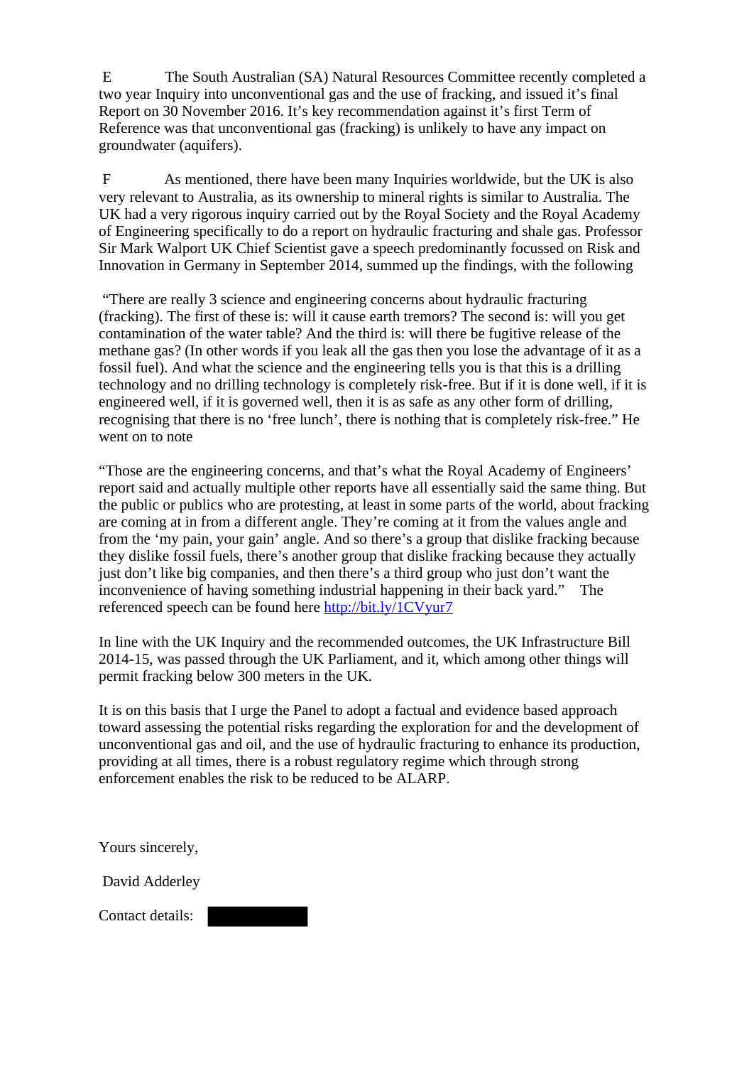E The South Australian (SA) Natural Resources Committee recently completed a two year Inquiry into unconventional gas and the use of fracking, and issued it's final Report on 30 November 2016. It's key recommendation against it's first Term of Reference was that unconventional gas (fracking) is unlikely to have any impact on groundwater (aquifers).

F As mentioned, there have been many Inquiries worldwide, but the UK is also very relevant to Australia, as its ownership to mineral rights is similar to Australia. The UK had a very rigorous inquiry carried out by the Royal Society and the Royal Academy of Engineering specifically to do a report on hydraulic fracturing and shale gas. Professor Sir Mark Walport UK Chief Scientist gave a speech predominantly focussed on Risk and Innovation in Germany in September 2014, summed up the findings, with the following

"There are really 3 science and engineering concerns about hydraulic fracturing (fracking). The first of these is: will it cause earth tremors? The second is: will you get contamination of the water table? And the third is: will there be fugitive release of the methane gas? (In other words if you leak all the gas then you lose the advantage of it as a fossil fuel). And what the science and the engineering tells you is that this is a drilling technology and no drilling technology is completely risk-free. But if it is done well, if it is engineered well, if it is governed well, then it is as safe as any other form of drilling, recognising that there is no 'free lunch', there is nothing that is completely risk-free." He went on to note

"Those are the engineering concerns, and that's what the Royal Academy of Engineers' report said and actually multiple other reports have all essentially said the same thing. But the public or publics who are protesting, at least in some parts of the world, about fracking are coming at in from a different angle. They're coming at it from the values angle and from the 'my pain, your gain' angle. And so there's a group that dislike fracking because they dislike fossil fuels, there's another group that dislike fracking because they actually just don't like big companies, and then there's a third group who just don't want the inconvenience of having something industrial happening in their back yard." The referenced speech can be found here http://bit.ly/1CVyur7

In line with the UK Inquiry and the recommended outcomes, the UK Infrastructure Bill 2014-15, was passed through the UK Parliament, and it, which among other things will permit fracking below 300 meters in the UK.

It is on this basis that I urge the Panel to adopt a factual and evidence based approach toward assessing the potential risks regarding the exploration for and the development of unconventional gas and oil, and the use of hydraulic fracturing to enhance its production, providing at all times, there is a robust regulatory regime which through strong enforcement enables the risk to be reduced to be ALARP.

Yours sincerely,

David Adderley

Contact details: